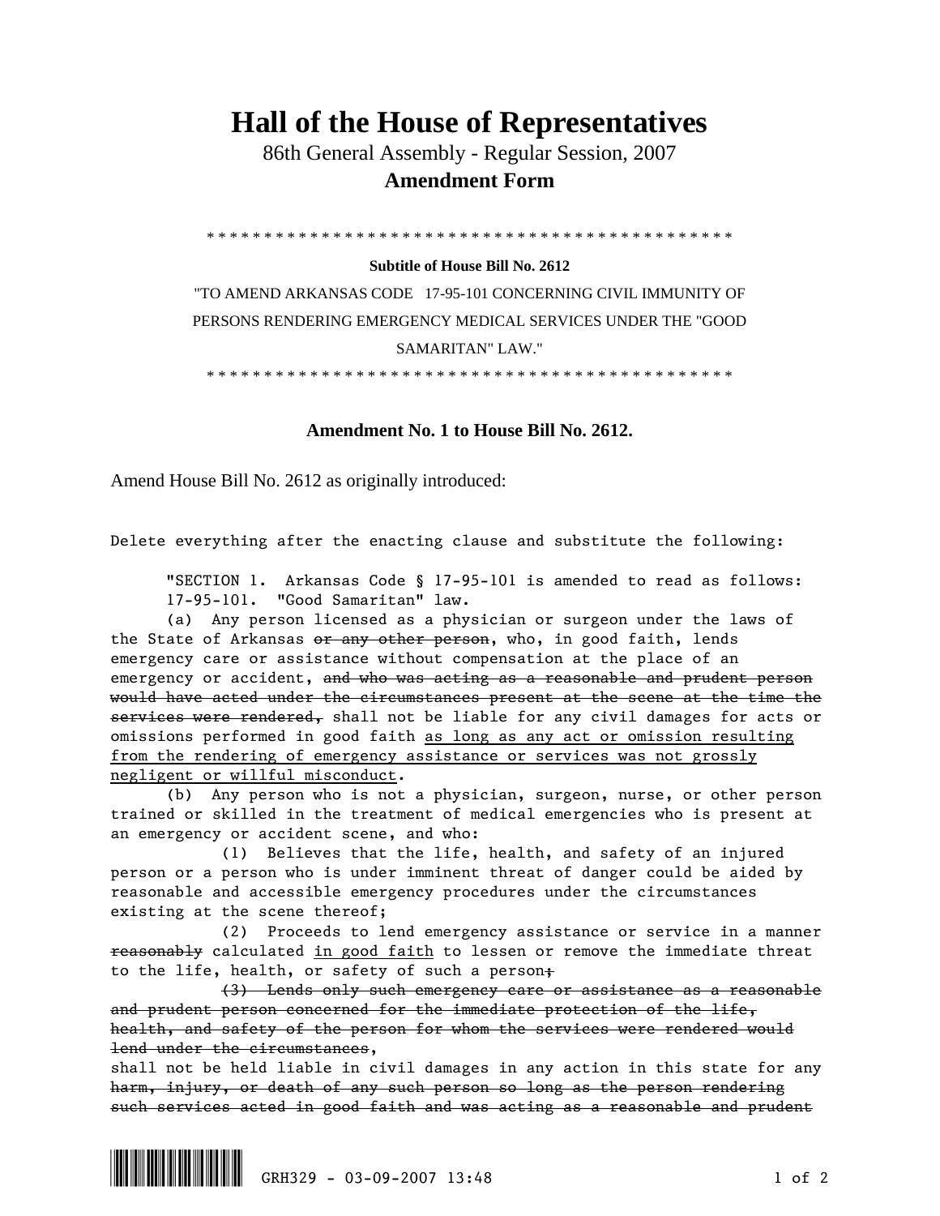# Hall of the House of Representatives

86th General Assembly - Regular Session, 2007

**Amendment Form**

\* \* \* \* \* \* \* \* \* \* \* \* \* \* \* \* \* \* \* \* \* \* \* \* \* \* \* \* \* \* \* \* \* \* \* \* \* \* \* \* \* \* \* \* \* \* \* \*

**Subtitle of House Bill No. 2612**

"TO AMEND ARKANSAS CODE 17-95-101 CONCERNING CIVIL IMMUNITY OF PERSONS RENDERING EMERGENCY MEDICAL SERVICES UNDER THE "GOOD SAMARITAN" LAW."

\* \* \* \* \* \* \* \* \* \* \* \* \* \* \* \* \* \* \* \* \* \* \* \* \* \* \* \* \* \* \* \* \* \* \* \* \* \* \* \* \* \* \* \* \* \* \* \*

**Amendment No. 1 to House Bill No. 2612.**

Amend House Bill No. 2612 as originally introduced:

Delete everything after the enacting clause and substitute the following:

"SECTION 1. Arkansas Code § 17-95-101 is amended to read as follows:

17-95-101. "Good Samaritan" law.

(a) Any person licensed as a physician or surgeon under the laws of the State of Arkansas ~~or any other person~~, who, in good faith, lends emergency care or assistance without compensation at the place of an emergency or accident, ~~and who was acting as a reasonable and prudent person would have acted under the circumstances present at the scene at the time the services were rendered,~~ shall not be liable for any civil damages for acts or omissions performed in good faith <u>as long as any act or omission resulting from the rendering of emergency assistance or services was not grossly negligent or willful misconduct</u>.

(b) Any person who is not a physician, surgeon, nurse, or other person trained or skilled in the treatment of medical emergencies who is present at an emergency or accident scene, and who:

(1) Believes that the life, health, and safety of an injured person or a person who is under imminent threat of danger could be aided by reasonable and accessible emergency procedures under the circumstances existing at the scene thereof;

(2) Proceeds to lend emergency assistance or service in a manner ~~reasonably~~ calculated <u>in good faith</u> to lessen or remove the immediate threat to the life, health, or safety of such a person~~;~~

~~(3) Lends only such emergency care or assistance as a reasonable and prudent person concerned for the immediate protection of the life, health, and safety of the person for whom the services were rendered would lend under the circumstances~~,

shall not be held liable in civil damages in any action in this state for any ~~harm, injury, or death of any such person so long as the person rendering such services acted in good faith and was acting as a reasonable and prudent~~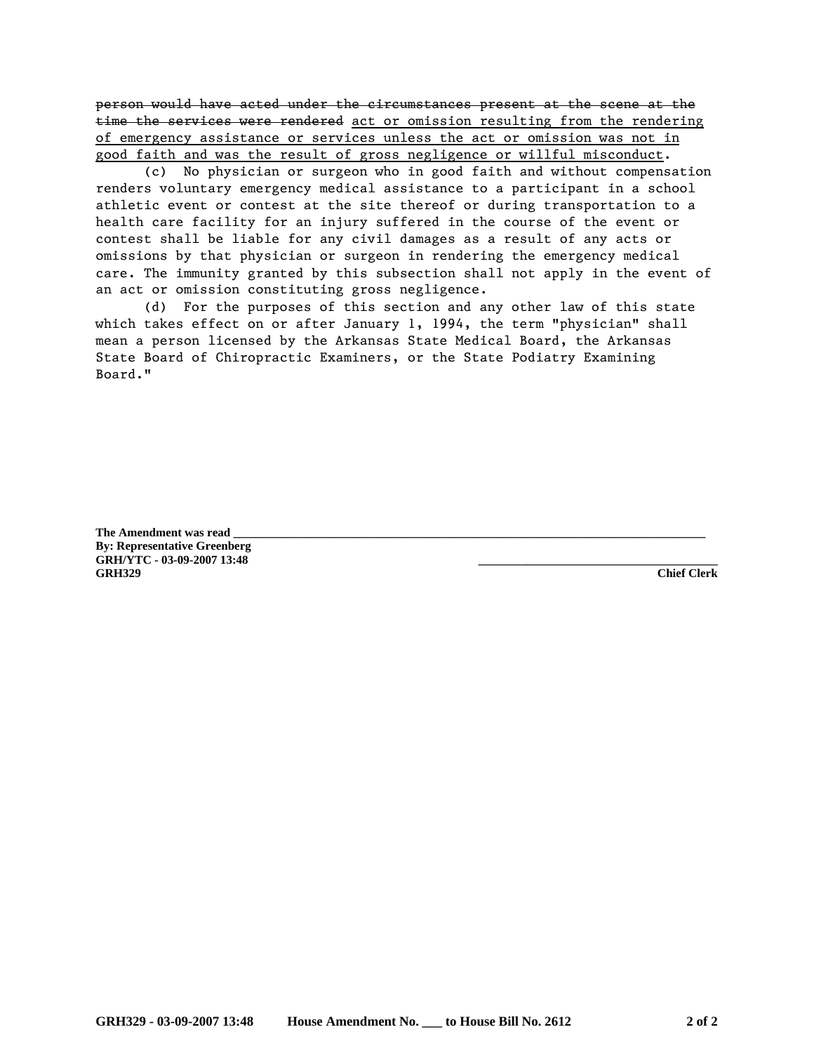~~person would have acted under the circumstances present at the scene at the time the services were rendered~~ <u>act or omission resulting from the rendering of emergency assistance or services unless the act or omission was not in good faith and was the result of gross negligence or willful misconduct</u>.

(c) No physician or surgeon who in good faith and without compensation renders voluntary emergency medical assistance to a participant in a school athletic event or contest at the site thereof or during transportation to a health care facility for an injury suffered in the course of the event or contest shall be liable for any civil damages as a result of any acts or omissions by that physician or surgeon in rendering the emergency medical care. The immunity granted by this subsection shall not apply in the event of an act or omission constituting gross negligence.

(d) For the purposes of this section and any other law of this state which takes effect on or after January 1, 1994, the term "physician" shall mean a person licensed by the Arkansas State Medical Board, the Arkansas State Board of Chiropractic Examiners, or the State Podiatry Examining Board."

**The Amendment was read** ______________________________________________

**By: Representative Greenberg**

**GRH/YTC - 03-09-2007 13:48** ______________________________

**GRH329** **Chief Clerk**